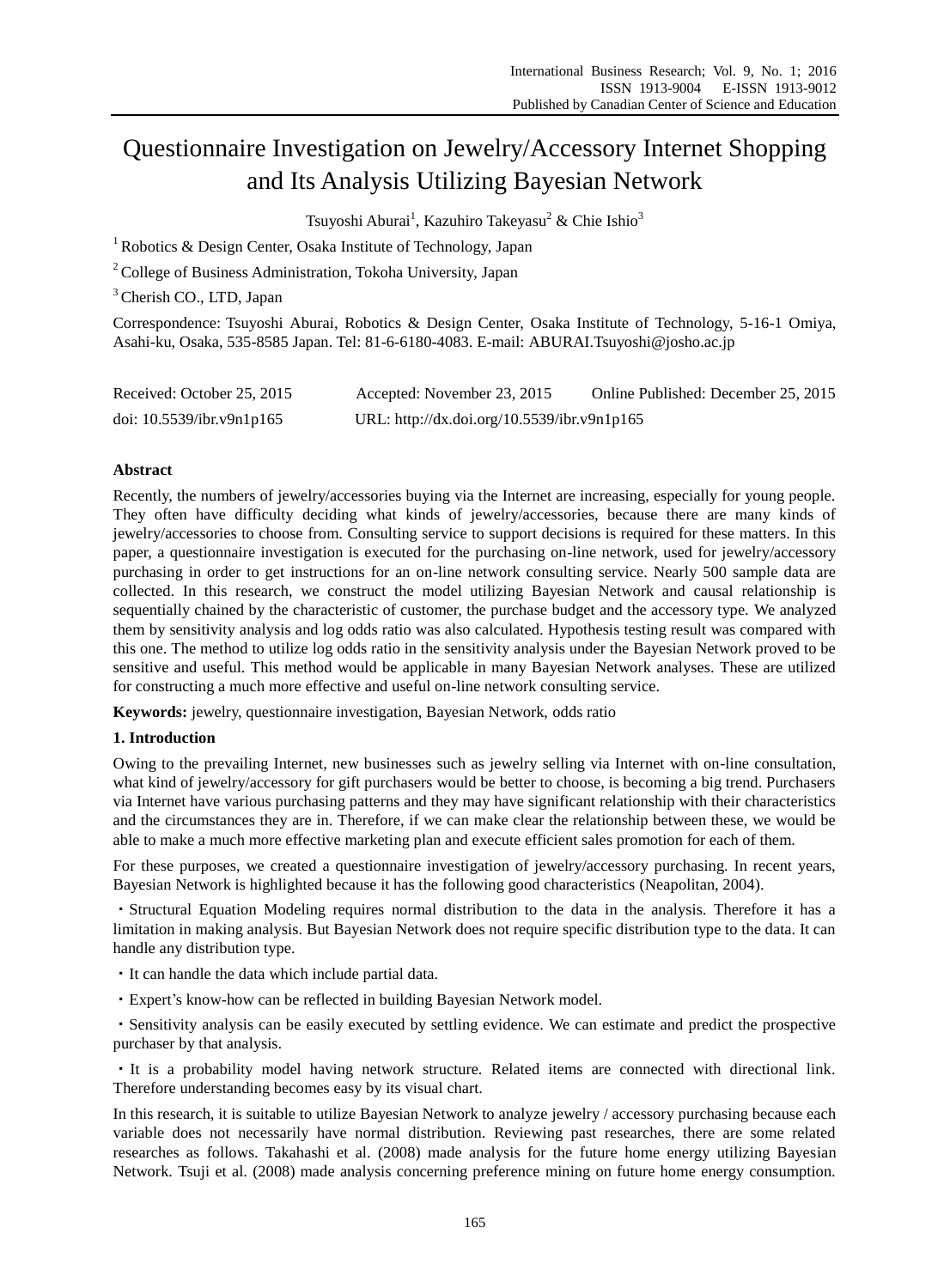# Questionnaire Investigation on Jewelry/Accessory Internet Shopping and Its Analysis Utilizing Bayesian Network

Tsuyoshi Aburai[1], Kazuhiro Takeyasu[2] & Chie Ishio[3]

[1] Robotics & Design Center, Osaka Institute of Technology, Japan

[2] College of Business Administration, Tokoha University, Japan

[3] Cherish CO., LTD, Japan

Correspondence: Tsuyoshi Aburai, Robotics & Design Center, Osaka Institute of Technology, 5-16-1 Omiya, Asahi-ku, Osaka, 535-8585 Japan. Tel: 81-6-6180-4083. E-mail: ABURAI.Tsuyoshi@josho.ac.jp

Received: October 25, 2015 Accepted: November 23, 2015 Online Published: December 25, 2015

doi: 10.5539/ibr.v9n1p165 URL: http://dx.doi.org/10.5539/ibr.v9n1p165

**Abstract**

Recently, the numbers of jewelry/accessories buying via the Internet are increasing, especially for young people. They often have difficulty deciding what kinds of jewelry/accessories, because there are many kinds of jewelry/accessories to choose from. Consulting service to support decisions is required for these matters. In this paper, a questionnaire investigation is executed for the purchasing on-line network, used for jewelry/accessory purchasing in order to get instructions for an on-line network consulting service. Nearly 500 sample data are collected. In this research, we construct the model utilizing Bayesian Network and causal relationship is sequentially chained by the characteristic of customer, the purchase budget and the accessory type. We analyzed them by sensitivity analysis and log odds ratio was also calculated. Hypothesis testing result was compared with this one. The method to utilize log odds ratio in the sensitivity analysis under the Bayesian Network proved to be sensitive and useful. This method would be applicable in many Bayesian Network analyses. These are utilized for constructing a much more effective and useful on-line network consulting service.

**Keywords:** jewelry, questionnaire investigation, Bayesian Network, odds ratio

## 1. Introduction

Owing to the prevailing Internet, new businesses such as jewelry selling via Internet with on-line consultation, what kind of jewelry/accessory for gift purchasers would be better to choose, is becoming a big trend. Purchasers via Internet have various purchasing patterns and they may have significant relationship with their characteristics and the circumstances they are in. Therefore, if we can make clear the relationship between these, we would be able to make a much more effective marketing plan and execute efficient sales promotion for each of them.

For these purposes, we created a questionnaire investigation of jewelry/accessory purchasing. In recent years, Bayesian Network is highlighted because it has the following good characteristics (Neapolitan, 2004).

・Structural Equation Modeling requires normal distribution to the data in the analysis. Therefore it has a limitation in making analysis. But Bayesian Network does not require specific distribution type to the data. It can handle any distribution type.

・It can handle the data which include partial data.

・Expert's know-how can be reflected in building Bayesian Network model.

・Sensitivity analysis can be easily executed by settling evidence. We can estimate and predict the prospective purchaser by that analysis.

・It is a probability model having network structure. Related items are connected with directional link. Therefore understanding becomes easy by its visual chart.

In this research, it is suitable to utilize Bayesian Network to analyze jewelry / accessory purchasing because each variable does not necessarily have normal distribution. Reviewing past researches, there are some related researches as follows. Takahashi et al. (2008) made analysis for the future home energy utilizing Bayesian Network. Tsuji et al. (2008) made analysis concerning preference mining on future home energy consumption.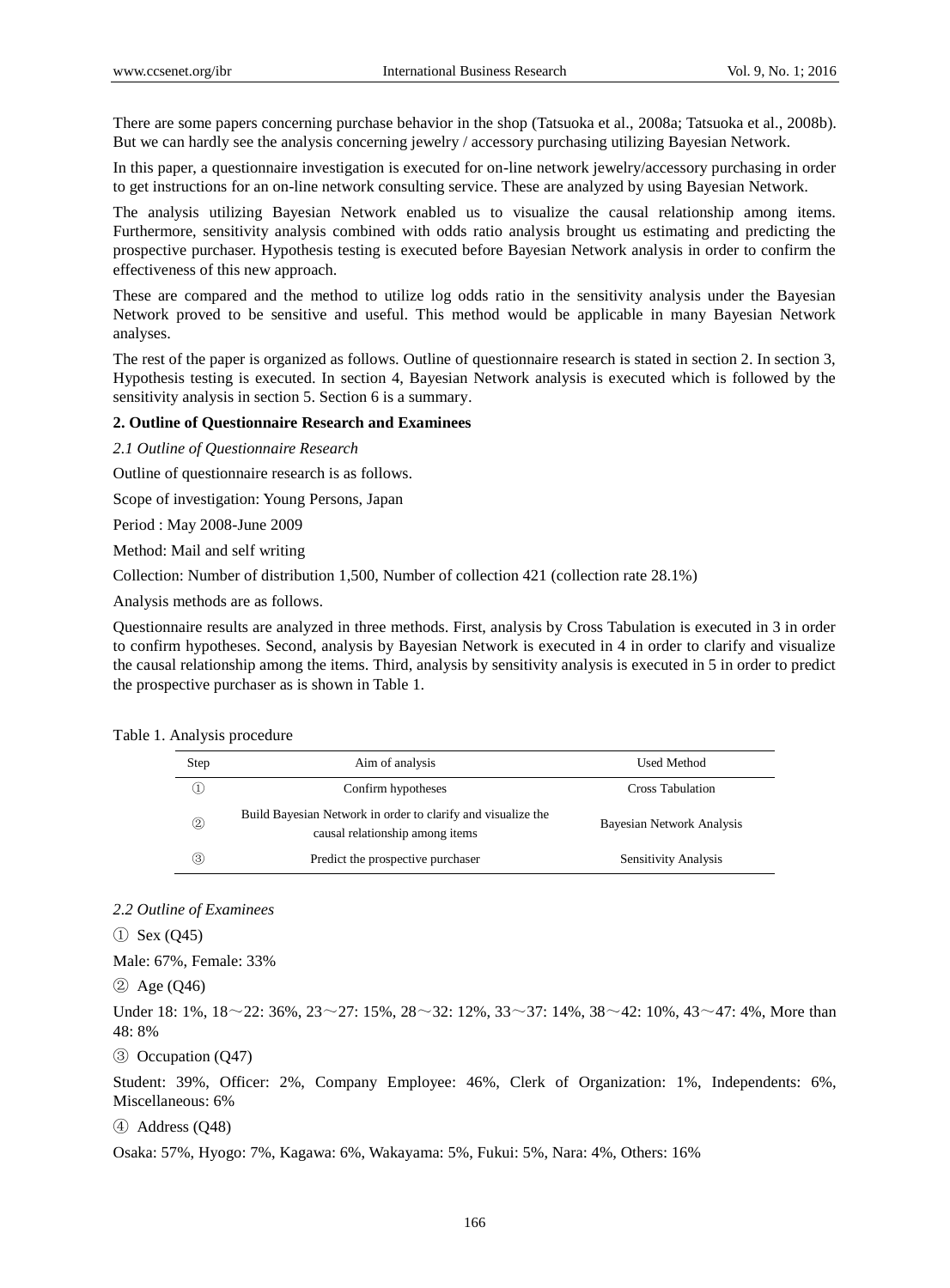There are some papers concerning purchase behavior in the shop (Tatsuoka et al., 2008a; Tatsuoka et al., 2008b). But we can hardly see the analysis concerning jewelry / accessory purchasing utilizing Bayesian Network.

In this paper, a questionnaire investigation is executed for on-line network jewelry/accessory purchasing in order to get instructions for an on-line network consulting service. These are analyzed by using Bayesian Network.

The analysis utilizing Bayesian Network enabled us to visualize the causal relationship among items. Furthermore, sensitivity analysis combined with odds ratio analysis brought us estimating and predicting the prospective purchaser. Hypothesis testing is executed before Bayesian Network analysis in order to confirm the effectiveness of this new approach.

These are compared and the method to utilize log odds ratio in the sensitivity analysis under the Bayesian Network proved to be sensitive and useful. This method would be applicable in many Bayesian Network analyses.

The rest of the paper is organized as follows. Outline of questionnaire research is stated in section 2. In section 3, Hypothesis testing is executed. In section 4, Bayesian Network analysis is executed which is followed by the sensitivity analysis in section 5. Section 6 is a summary.

## 2. Outline of Questionnaire Research and Examinees

### *2.1 Outline of Questionnaire Research*

Outline of questionnaire research is as follows.

Scope of investigation: Young Persons, Japan

Period : May 2008-June 2009

Method: Mail and self writing

Collection: Number of distribution 1,500, Number of collection 421 (collection rate 28.1%)

Analysis methods are as follows.

Questionnaire results are analyzed in three methods. First, analysis by Cross Tabulation is executed in 3 in order to confirm hypotheses. Second, analysis by Bayesian Network is executed in 4 in order to clarify and visualize the causal relationship among the items. Third, analysis by sensitivity analysis is executed in 5 in order to predict the prospective purchaser as is shown in Table 1.

Table 1. Analysis procedure

| Step | Aim of analysis | Used Method |
|---|---|---|
| ① | Confirm hypotheses | Cross Tabulation |
| ② | Build Bayesian Network in order to clarify and visualize the causal relationship among items | Bayesian Network Analysis |
| ③ | Predict the prospective purchaser | Sensitivity Analysis |

### *2.2 Outline of Examinees*

① Sex (Q45)

Male: 67%, Female: 33%

② Age (Q46)

Under 18: 1%, 18～22: 36%, 23～27: 15%, 28～32: 12%, 33～37: 14%, 38～42: 10%, 43～47: 4%, More than 48: 8%

③ Occupation (Q47)

Student: 39%, Officer: 2%, Company Employee: 46%, Clerk of Organization: 1%, Independents: 6%, Miscellaneous: 6%

④ Address (Q48)

Osaka: 57%, Hyogo: 7%, Kagawa: 6%, Wakayama: 5%, Fukui: 5%, Nara: 4%, Others: 16%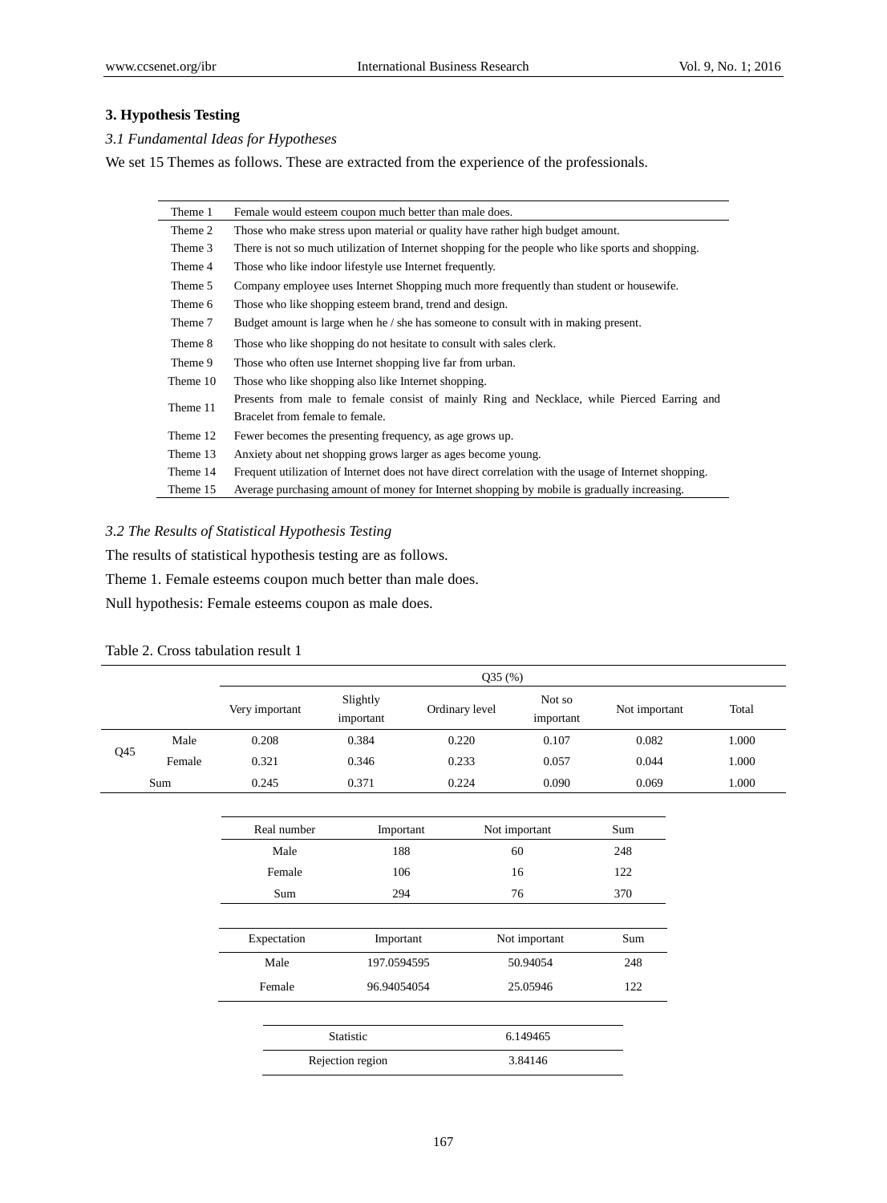## 3. Hypothesis Testing

### *3.1 Fundamental Ideas for Hypotheses*

We set 15 Themes as follows. These are extracted from the experience of the professionals.

| | |
|---|---|
| Theme 1 | Female would esteem coupon much better than male does. |
| Theme 2 | Those who make stress upon material or quality have rather high budget amount. |
| Theme 3 | There is not so much utilization of Internet shopping for the people who like sports and shopping. |
| Theme 4 | Those who like indoor lifestyle use Internet frequently. |
| Theme 5 | Company employee uses Internet Shopping much more frequently than student or housewife. |
| Theme 6 | Those who like shopping esteem brand, trend and design. |
| Theme 7 | Budget amount is large when he / she has someone to consult with in making present. |
| Theme 8 | Those who like shopping do not hesitate to consult with sales clerk. |
| Theme 9 | Those who often use Internet shopping live far from urban. |
| Theme 10 | Those who like shopping also like Internet shopping. |
| Theme 11 | Presents from male to female consist of mainly Ring and Necklace, while Pierced Earring and Bracelet from female to female. |
| Theme 12 | Fewer becomes the presenting frequency, as age grows up. |
| Theme 13 | Anxiety about net shopping grows larger as ages become young. |
| Theme 14 | Frequent utilization of Internet does not have direct correlation with the usage of Internet shopping. |
| Theme 15 | Average purchasing amount of money for Internet shopping by mobile is gradually increasing. |

### *3.2 The Results of Statistical Hypothesis Testing*

The results of statistical hypothesis testing are as follows.

Theme 1. Female esteems coupon much better than male does.

Null hypothesis: Female esteems coupon as male does.

Table 2. Cross tabulation result 1

| | | Q35 (%) | | | | | |
|---|---|---|---|---|---|---|---|
| | | Very important | Slightly important | Ordinary level | Not so important | Not important | Total |
| Q45 | Male | 0.208 | 0.384 | 0.220 | 0.107 | 0.082 | 1.000 |
| | Female | 0.321 | 0.346 | 0.233 | 0.057 | 0.044 | 1.000 |
| Sum | | 0.245 | 0.371 | 0.224 | 0.090 | 0.069 | 1.000 |

| Real number | Important | Not important | Sum |
|---|---|---|---|
| Male | 188 | 60 | 248 |
| Female | 106 | 16 | 122 |
| Sum | 294 | 76 | 370 |

| Expectation | Important | Not important | Sum |
|---|---|---|---|
| Male | 197.0594595 | 50.94054 | 248 |
| Female | 96.94054054 | 25.05946 | 122 |

| | |
|---|---|
| Statistic | 6.149465 |
| Rejection region | 3.84146 |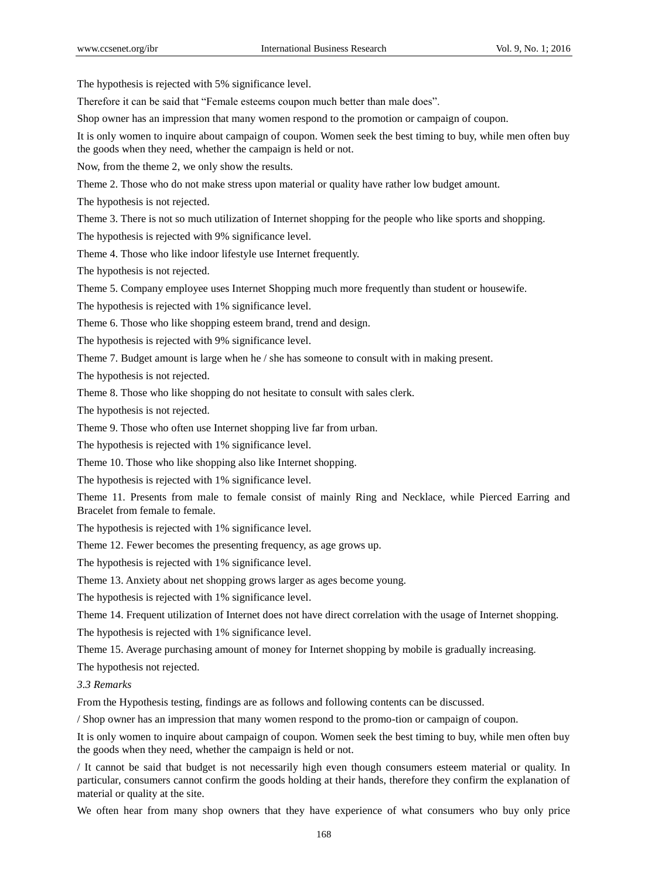The hypothesis is rejected with 5% significance level.

Therefore it can be said that "Female esteems coupon much better than male does".

Shop owner has an impression that many women respond to the promotion or campaign of coupon.

It is only women to inquire about campaign of coupon. Women seek the best timing to buy, while men often buy the goods when they need, whether the campaign is held or not.

Now, from the theme 2, we only show the results.

Theme 2. Those who do not make stress upon material or quality have rather low budget amount.

The hypothesis is not rejected.

Theme 3. There is not so much utilization of Internet shopping for the people who like sports and shopping.

The hypothesis is rejected with 9% significance level.

Theme 4. Those who like indoor lifestyle use Internet frequently.

The hypothesis is not rejected.

Theme 5. Company employee uses Internet Shopping much more frequently than student or housewife.

The hypothesis is rejected with 1% significance level.

Theme 6. Those who like shopping esteem brand, trend and design.

The hypothesis is rejected with 9% significance level.

Theme 7. Budget amount is large when he / she has someone to consult with in making present.

The hypothesis is not rejected.

Theme 8. Those who like shopping do not hesitate to consult with sales clerk.

The hypothesis is not rejected.

Theme 9. Those who often use Internet shopping live far from urban.

The hypothesis is rejected with 1% significance level.

Theme 10. Those who like shopping also like Internet shopping.

The hypothesis is rejected with 1% significance level.

Theme 11. Presents from male to female consist of mainly Ring and Necklace, while Pierced Earring and Bracelet from female to female.

The hypothesis is rejected with 1% significance level.

Theme 12. Fewer becomes the presenting frequency, as age grows up.

The hypothesis is rejected with 1% significance level.

Theme 13. Anxiety about net shopping grows larger as ages become young.

The hypothesis is rejected with 1% significance level.

Theme 14. Frequent utilization of Internet does not have direct correlation with the usage of Internet shopping.

The hypothesis is rejected with 1% significance level.

Theme 15. Average purchasing amount of money for Internet shopping by mobile is gradually increasing.

The hypothesis not rejected.

### *3.3 Remarks*

From the Hypothesis testing, findings are as follows and following contents can be discussed.

/ Shop owner has an impression that many women respond to the promo-tion or campaign of coupon.

It is only women to inquire about campaign of coupon. Women seek the best timing to buy, while men often buy the goods when they need, whether the campaign is held or not.

/ It cannot be said that budget is not necessarily high even though consumers esteem material or quality. In particular, consumers cannot confirm the goods holding at their hands, therefore they confirm the explanation of material or quality at the site.

We often hear from many shop owners that they have experience of what consumers who buy only price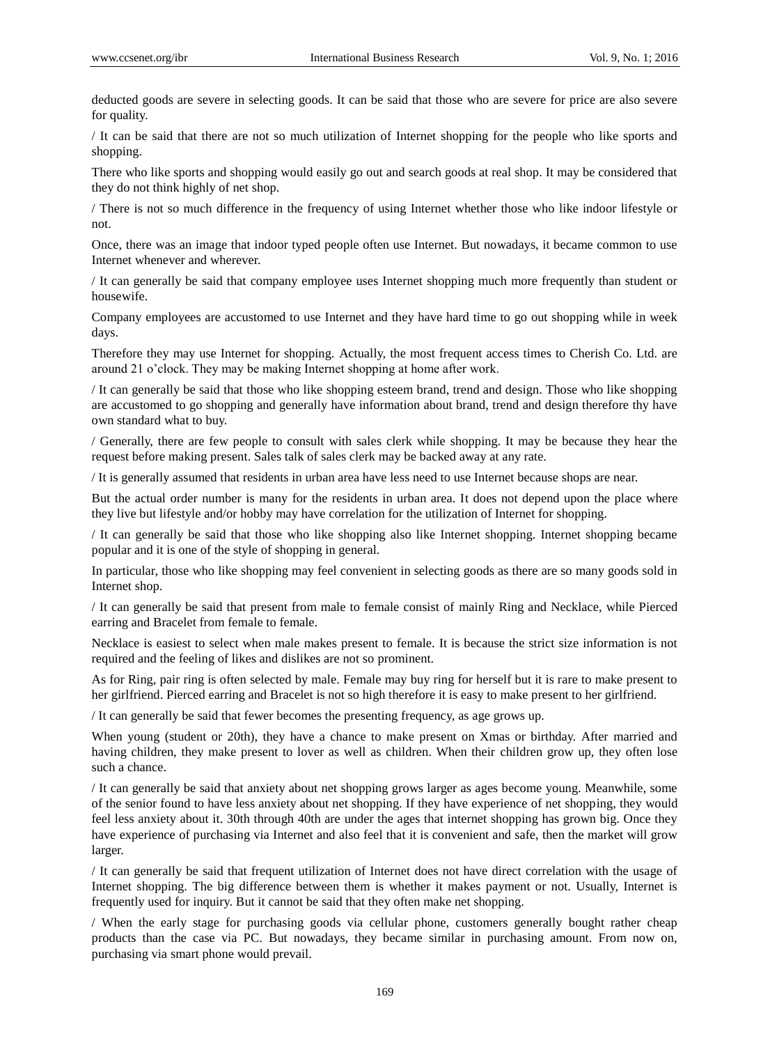deducted goods are severe in selecting goods. It can be said that those who are severe for price are also severe for quality.

/ It can be said that there are not so much utilization of Internet shopping for the people who like sports and shopping.

There who like sports and shopping would easily go out and search goods at real shop. It may be considered that they do not think highly of net shop.

/ There is not so much difference in the frequency of using Internet whether those who like indoor lifestyle or not.

Once, there was an image that indoor typed people often use Internet. But nowadays, it became common to use Internet whenever and wherever.

/ It can generally be said that company employee uses Internet shopping much more frequently than student or housewife.

Company employees are accustomed to use Internet and they have hard time to go out shopping while in week days.

Therefore they may use Internet for shopping. Actually, the most frequent access times to Cherish Co. Ltd. are around 21 o'clock. They may be making Internet shopping at home after work.

/ It can generally be said that those who like shopping esteem brand, trend and design. Those who like shopping are accustomed to go shopping and generally have information about brand, trend and design therefore thy have own standard what to buy.

/ Generally, there are few people to consult with sales clerk while shopping. It may be because they hear the request before making present. Sales talk of sales clerk may be backed away at any rate.

/ It is generally assumed that residents in urban area have less need to use Internet because shops are near.

But the actual order number is many for the residents in urban area. It does not depend upon the place where they live but lifestyle and/or hobby may have correlation for the utilization of Internet for shopping.

/ It can generally be said that those who like shopping also like Internet shopping. Internet shopping became popular and it is one of the style of shopping in general.

In particular, those who like shopping may feel convenient in selecting goods as there are so many goods sold in Internet shop.

/ It can generally be said that present from male to female consist of mainly Ring and Necklace, while Pierced earring and Bracelet from female to female.

Necklace is easiest to select when male makes present to female. It is because the strict size information is not required and the feeling of likes and dislikes are not so prominent.

As for Ring, pair ring is often selected by male. Female may buy ring for herself but it is rare to make present to her girlfriend. Pierced earring and Bracelet is not so high therefore it is easy to make present to her girlfriend.

/ It can generally be said that fewer becomes the presenting frequency, as age grows up.

When young (student or 20th), they have a chance to make present on Xmas or birthday. After married and having children, they make present to lover as well as children. When their children grow up, they often lose such a chance.

/ It can generally be said that anxiety about net shopping grows larger as ages become young. Meanwhile, some of the senior found to have less anxiety about net shopping. If they have experience of net shopping, they would feel less anxiety about it. 30th through 40th are under the ages that internet shopping has grown big. Once they have experience of purchasing via Internet and also feel that it is convenient and safe, then the market will grow larger.

/ It can generally be said that frequent utilization of Internet does not have direct correlation with the usage of Internet shopping. The big difference between them is whether it makes payment or not. Usually, Internet is frequently used for inquiry. But it cannot be said that they often make net shopping.

/ When the early stage for purchasing goods via cellular phone, customers generally bought rather cheap products than the case via PC. But nowadays, they became similar in purchasing amount. From now on, purchasing via smart phone would prevail.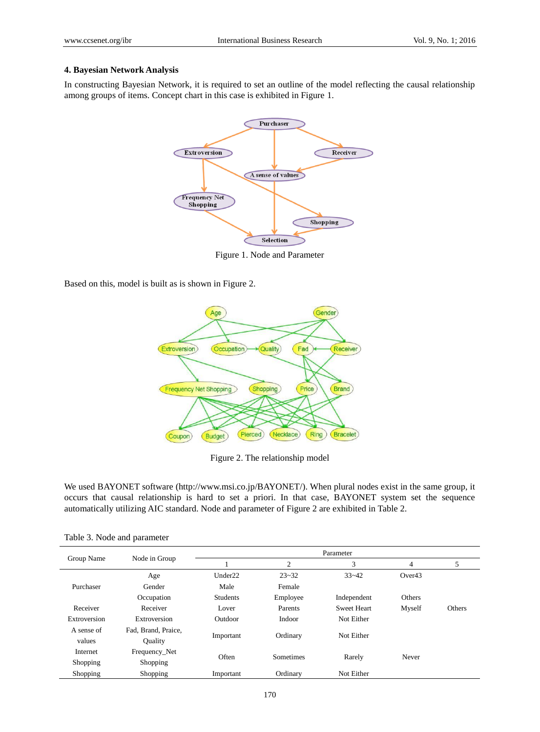### 4. Bayesian Network Analysis

In constructing Bayesian Network, it is required to set an outline of the model reflecting the causal relationship among groups of items. Concept chart in this case is exhibited in Figure 1.

Figure 1. Node and Parameter

Based on this, model is built as is shown in Figure 2.

Figure 2. The relationship model

We used BAYONET software (http://www.msi.co.jp/BAYONET/). When plural nodes exist in the same group, it occurs that causal relationship is hard to set a priori. In that case, BAYONET system set the sequence automatically utilizing AIC standard. Node and parameter of Figure 2 are exhibited in Table 2.

Table 3. Node and parameter

| Group Name | Node in Group | Parameter | | | | |
|---|---|---|---|---|---|---|
| | | 1 | 2 | 3 | 4 | 5 |
| Purchaser | Age | Under22 | 23~32 | 33~42 | Over43 | |
| | Gender | Male | Female | | | |
| | Occupation | Students | Employee | Independent | Others | |
| Receiver | Receiver | Lover | Parents | Sweet Heart | Myself | Others |
| Extroversion | Extroversion | Outdoor | Indoor | Not Either | | |
| A sense of values | Fad, Brand, Praice, Quality | Important | Ordinary | Not Either | | |
| Internet Shopping | Frequency_Net Shopping | Often | Sometimes | Rarely | Never | |
| Shopping | Shopping | Important | Ordinary | Not Either | | |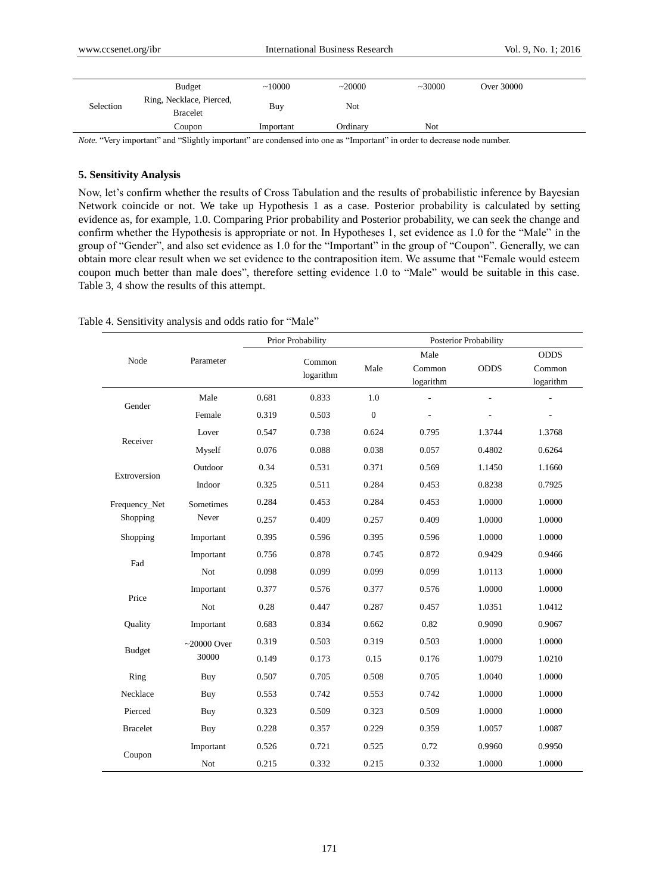| | | | | | |
|---|---|---|---|---|---|
| | Budget | ~10000 | ~20000 | ~30000 | Over 30000 |
| Selection | Ring, Necklace, Pierced, Bracelet | Buy | Not | | |
| | Coupon | Important | Ordinary | Not | |

*Note.* "Very important" and "Slightly important" are condensed into one as "Important" in order to decrease node number.

### 5. Sensitivity Analysis

Now, let's confirm whether the results of Cross Tabulation and the results of probabilistic inference by Bayesian Network coincide or not. We take up Hypothesis 1 as a case. Posterior probability is calculated by setting evidence as, for example, 1.0. Comparing Prior probability and Posterior probability, we can seek the change and confirm whether the Hypothesis is appropriate or not. In Hypotheses 1, set evidence as 1.0 for the "Male" in the group of "Gender", and also set evidence as 1.0 for the "Important" in the group of "Coupon". Generally, we can obtain more clear result when we set evidence to the contraposition item. We assume that "Female would esteem coupon much better than male does", therefore setting evidence 1.0 to "Male" would be suitable in this case. Table 3, 4 show the results of this attempt.

Table 4. Sensitivity analysis and odds ratio for "Male"

| Node | Parameter | Prior Probability | | Posterior Probability | | | |
|---|---|---|---|---|---|---|---|
| | | | Common logarithm | Male | Male Common logarithm | ODDS | ODDS Common logarithm |
| Gender | Male | 0.681 | 0.833 | 1.0 | - | - | - |
| | Female | 0.319 | 0.503 | 0 | - | - | - |
| Receiver | Lover | 0.547 | 0.738 | 0.624 | 0.795 | 1.3744 | 1.3768 |
| | Myself | 0.076 | 0.088 | 0.038 | 0.057 | 0.4802 | 0.6264 |
| Extroversion | Outdoor | 0.34 | 0.531 | 0.371 | 0.569 | 1.1450 | 1.1660 |
| | Indoor | 0.325 | 0.511 | 0.284 | 0.453 | 0.8238 | 0.7925 |
| Frequency_Net Shopping | Sometimes | 0.284 | 0.453 | 0.284 | 0.453 | 1.0000 | 1.0000 |
| | Never | 0.257 | 0.409 | 0.257 | 0.409 | 1.0000 | 1.0000 |
| Shopping | Important | 0.395 | 0.596 | 0.395 | 0.596 | 1.0000 | 1.0000 |
| Fad | Important | 0.756 | 0.878 | 0.745 | 0.872 | 0.9429 | 0.9466 |
| | Not | 0.098 | 0.099 | 0.099 | 0.099 | 1.0113 | 1.0000 |
| Price | Important | 0.377 | 0.576 | 0.377 | 0.576 | 1.0000 | 1.0000 |
| | Not | 0.28 | 0.447 | 0.287 | 0.457 | 1.0351 | 1.0412 |
| Quality | Important | 0.683 | 0.834 | 0.662 | 0.82 | 0.9090 | 0.9067 |
| Budget | ~20000 | 0.319 | 0.503 | 0.319 | 0.503 | 1.0000 | 1.0000 |
| | Over 30000 | 0.149 | 0.173 | 0.15 | 0.176 | 1.0079 | 1.0210 |
| Ring | Buy | 0.507 | 0.705 | 0.508 | 0.705 | 1.0040 | 1.0000 |
| Necklace | Buy | 0.553 | 0.742 | 0.553 | 0.742 | 1.0000 | 1.0000 |
| Pierced | Buy | 0.323 | 0.509 | 0.323 | 0.509 | 1.0000 | 1.0000 |
| Bracelet | Buy | 0.228 | 0.357 | 0.229 | 0.359 | 1.0057 | 1.0087 |
| Coupon | Important | 0.526 | 0.721 | 0.525 | 0.72 | 0.9960 | 0.9950 |
| | Not | 0.215 | 0.332 | 0.215 | 0.332 | 1.0000 | 1.0000 |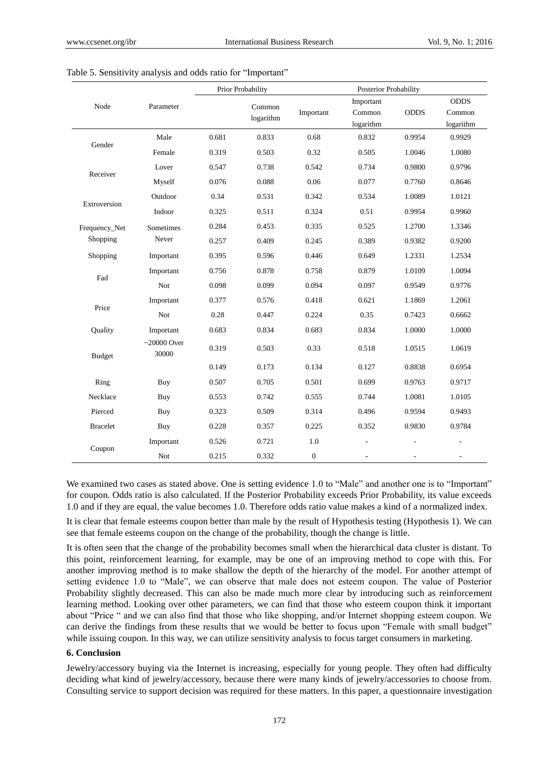Table 5. Sensitivity analysis and odds ratio for "Important"

| Node | Parameter | Prior Probability | | Posterior Probability | | | |
|---|---|---|---|---|---|---|---|
| | | | Common logarithm | Important | Important Common logarithm | ODDS | ODDS Common logarithm |
| Gender | Male | 0.681 | 0.833 | 0.68 | 0.832 | 0.9954 | 0.9929 |
| | Female | 0.319 | 0.503 | 0.32 | 0.505 | 1.0046 | 1.0080 |
| Receiver | Lover | 0.547 | 0.738 | 0.542 | 0.734 | 0.9800 | 0.9796 |
| | Myself | 0.076 | 0.088 | 0.06 | 0.077 | 0.7760 | 0.8646 |
| Extroversion | Outdoor | 0.34 | 0.531 | 0.342 | 0.534 | 1.0089 | 1.0121 |
| | Indoor | 0.325 | 0.511 | 0.324 | 0.51 | 0.9954 | 0.9960 |
| Frequency_Net Shopping | Sometimes | 0.284 | 0.453 | 0.335 | 0.525 | 1.2700 | 1.3346 |
| | Never | 0.257 | 0.409 | 0.245 | 0.389 | 0.9382 | 0.9200 |
| Shopping | Important | 0.395 | 0.596 | 0.446 | 0.649 | 1.2331 | 1.2534 |
| Fad | Important | 0.756 | 0.878 | 0.758 | 0.879 | 1.0109 | 1.0094 |
| | Not | 0.098 | 0.099 | 0.094 | 0.097 | 0.9549 | 0.9776 |
| Price | Important | 0.377 | 0.576 | 0.418 | 0.621 | 1.1869 | 1.2061 |
| | Not | 0.28 | 0.447 | 0.224 | 0.35 | 0.7423 | 0.6662 |
| Quality | Important | 0.683 | 0.834 | 0.683 | 0.834 | 1.0000 | 1.0000 |
| Budget | ~20000 Over 30000 | 0.319 | 0.503 | 0.33 | 0.518 | 1.0515 | 1.0619 |
| | | 0.149 | 0.173 | 0.134 | 0.127 | 0.8838 | 0.6954 |
| Ring | Buy | 0.507 | 0.705 | 0.501 | 0.699 | 0.9763 | 0.9717 |
| Necklace | Buy | 0.553 | 0.742 | 0.555 | 0.744 | 1.0081 | 1.0105 |
| Pierced | Buy | 0.323 | 0.509 | 0.314 | 0.496 | 0.9594 | 0.9493 |
| Bracelet | Buy | 0.228 | 0.357 | 0.225 | 0.352 | 0.9830 | 0.9784 |
| Coupon | Important | 0.526 | 0.721 | 1.0 | - | - | - |
| | Not | 0.215 | 0.332 | 0 | - | - | - |

We examined two cases as stated above. One is setting evidence 1.0 to "Male" and another one is to "Important" for coupon. Odds ratio is also calculated. If the Posterior Probability exceeds Prior Probability, its value exceeds 1.0 and if they are equal, the value becomes 1.0. Therefore odds ratio value makes a kind of a normalized index.

It is clear that female esteems coupon better than male by the result of Hypothesis testing (Hypothesis 1). We can see that female esteems coupon on the change of the probability, though the change is little.

It is often seen that the change of the probability becomes small when the hierarchical data cluster is distant. To this point, reinforcement learning, for example, may be one of an improving method to cope with this. For another improving method is to make shallow the depth of the hierarchy of the model. For another attempt of setting evidence 1.0 to "Male", we can observe that male does not esteem coupon. The value of Posterior Probability slightly decreased. This can also be made much more clear by introducing such as reinforcement learning method. Looking over other parameters, we can find that those who esteem coupon think it important about "Price " and we can also find that those who like shopping, and/or Internet shopping esteem coupon. We can derive the findings from these results that we would be better to focus upon "Female with small budget" while issuing coupon. In this way, we can utilize sensitivity analysis to focus target consumers in marketing.

## 6. Conclusion

Jewelry/accessory buying via the Internet is increasing, especially for young people. They often had difficulty deciding what kind of jewelry/accessory, because there were many kinds of jewelry/accessories to choose from. Consulting service to support decision was required for these matters. In this paper, a questionnaire investigation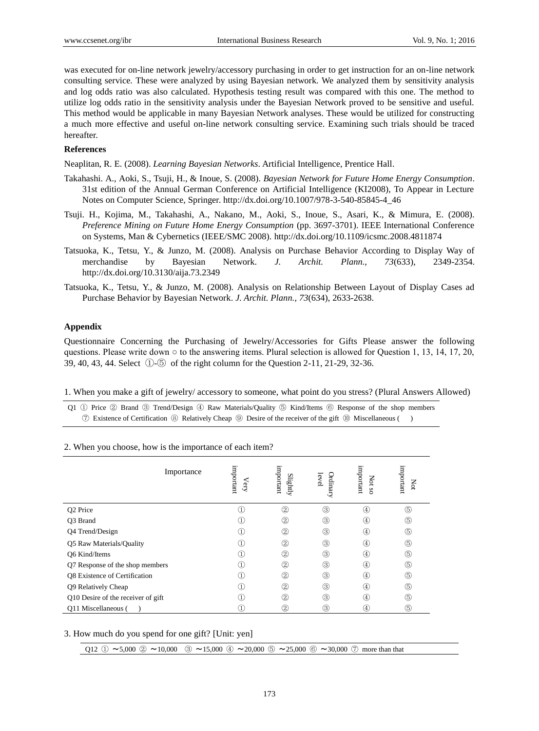was executed for on-line network jewelry/accessory purchasing in order to get instruction for an on-line network consulting service. These were analyzed by using Bayesian network. We analyzed them by sensitivity analysis and log odds ratio was also calculated. Hypothesis testing result was compared with this one. The method to utilize log odds ratio in the sensitivity analysis under the Bayesian Network proved to be sensitive and useful. This method would be applicable in many Bayesian Network analyses. These would be utilized for constructing a much more effective and useful on-line network consulting service. Examining such trials should be traced hereafter.

**References**

Neaplitan, R. E. (2008). *Learning Bayesian Networks*. Artificial Intelligence, Prentice Hall.

Takahashi. A., Aoki, S., Tsuji, H., & Inoue, S. (2008). *Bayesian Network for Future Home Energy Consumption*. 31st edition of the Annual German Conference on Artificial Intelligence (KI2008), To Appear in Lecture Notes on Computer Science, Springer. http://dx.doi.org/10.1007/978-3-540-85845-4_46

Tsuji. H., Kojima, M., Takahashi, A., Nakano, M., Aoki, S., Inoue, S., Asari, K., & Mimura, E. (2008). *Preference Mining on Future Home Energy Consumption* (pp. 3697-3701). IEEE International Conference on Systems, Man & Cybernetics (IEEE/SMC 2008). http://dx.doi.org/10.1109/icsmc.2008.4811874

Tatsuoka, K., Tetsu, Y., & Junzo, M. (2008). Analysis on Purchase Behavior According to Display Way of merchandise by Bayesian Network. *J. Archit. Plann., 73*(633), 2349-2354. http://dx.doi.org/10.3130/aija.73.2349

Tatsuoka, K., Tetsu, Y., & Junzo, M. (2008). Analysis on Relationship Between Layout of Display Cases ad Purchase Behavior by Bayesian Network. *J. Archit. Plann., 73*(634), 2633-2638.

**Appendix**

Questionnaire Concerning the Purchasing of Jewelry/Accessories for Gifts Please answer the following questions. Please write down ○ to the answering items. Plural selection is allowed for Question 1, 13, 14, 17, 20, 39, 40, 43, 44. Select ①-⑤ of the right column for the Question 2-11, 21-29, 32-36.

1. When you make a gift of jewelry/ accessory to someone, what point do you stress? (Plural Answers Allowed)

Q1 ① Price ② Brand ③ Trend/Design ④ Raw Materials/Quality ⑤ Kind/Items ⑥ Response of the shop members ⑦ Existence of Certification ⑧ Relatively Cheap ⑨ Desire of the receiver of the gift ⑩ Miscellaneous ( )

2. When you choose, how is the importance of each item?

| Importance | Very important | Slightly important | Ordinary level | Not so important | Not important |
|---|---|---|---|---|---|
| Q2 Price | ① | ② | ③ | ④ | ⑤ |
| Q3 Brand | ① | ② | ③ | ④ | ⑤ |
| Q4 Trend/Design | ① | ② | ③ | ④ | ⑤ |
| Q5 Raw Materials/Quality | ① | ② | ③ | ④ | ⑤ |
| Q6 Kind/Items | ① | ② | ③ | ④ | ⑤ |
| Q7 Response of the shop members | ① | ② | ③ | ④ | ⑤ |
| Q8 Existence of Certification | ① | ② | ③ | ④ | ⑤ |
| Q9 Relatively Cheap | ① | ② | ③ | ④ | ⑤ |
| Q10 Desire of the receiver of gift | ① | ② | ③ | ④ | ⑤ |
| Q11 Miscellaneous ( ) | ① | ② | ③ | ④ | ⑤ |

3. How much do you spend for one gift? [Unit: yen]

Q12 ① ～5,000 ② ～10,000 ③ ～15,000 ④ ～20,000 ⑤ ～25,000 ⑥ ～30,000 ⑦ more than that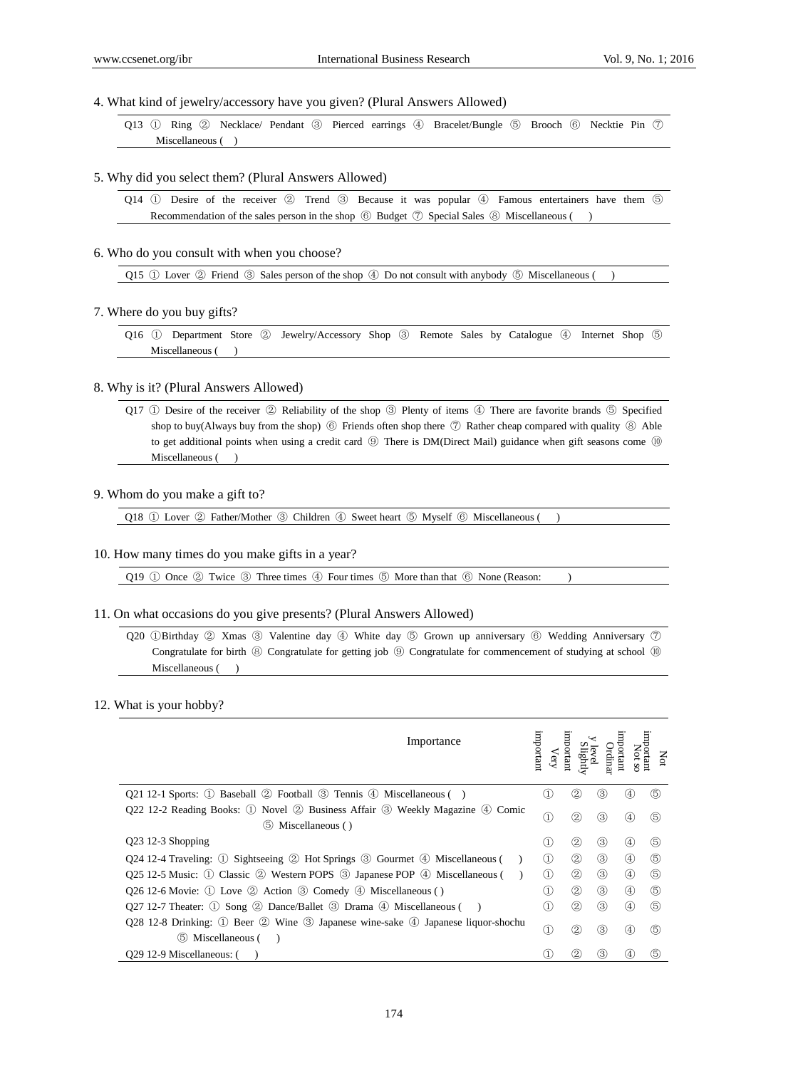4. What kind of jewelry/accessory have you given? (Plural Answers Allowed)

Q13 ① Ring ② Necklace/ Pendant ③ Pierced earrings ④ Bracelet/Bungle ⑤ Brooch ⑥ Necktie Pin ⑦ Miscellaneous ( )

5. Why did you select them? (Plural Answers Allowed)

Q14 ① Desire of the receiver ② Trend ③ Because it was popular ④ Famous entertainers have them ⑤ Recommendation of the sales person in the shop ⑥ Budget ⑦ Special Sales ⑧ Miscellaneous ( )

6. Who do you consult with when you choose?

Q15 ① Lover ② Friend ③ Sales person of the shop ④ Do not consult with anybody ⑤ Miscellaneous ( )

7. Where do you buy gifts?

Q16 ① Department Store ② Jewelry/Accessory Shop ③ Remote Sales by Catalogue ④ Internet Shop ⑤ Miscellaneous ( )

8. Why is it? (Plural Answers Allowed)

Q17 ① Desire of the receiver ② Reliability of the shop ③ Plenty of items ④ There are favorite brands ⑤ Specified shop to buy(Always buy from the shop) ⑥ Friends often shop there ⑦ Rather cheap compared with quality ⑧ Able to get additional points when using a credit card ⑨ There is DM(Direct Mail) guidance when gift seasons come ⑩ Miscellaneous ( )

9. Whom do you make a gift to?

Q18 ① Lover ② Father/Mother ③ Children ④ Sweet heart ⑤ Myself ⑥ Miscellaneous ( )

10. How many times do you make gifts in a year?

Q19 ① Once ② Twice ③ Three times ④ Four times ⑤ More than that ⑥ None (Reason: )

11. On what occasions do you give presents? (Plural Answers Allowed)

Q20 ①Birthday ② Xmas ③ Valentine day ④ White day ⑤ Grown up anniversary ⑥ Wedding Anniversary ⑦ Congratulate for birth ⑧ Congratulate for getting job ⑨ Congratulate for commencement of studying at school ⑩ Miscellaneous ( )

12. What is your hobby?

| Importance | Very important | Slightly important | Ordinary level | Not so important | Not important |
|---|---|---|---|---|---|
| Q21 12-1 Sports: ① Baseball ② Football ③ Tennis ④ Miscellaneous ( ) | ① | ② | ③ | ④ | ⑤ |
| Q22 12-2 Reading Books: ① Novel ② Business Affair ③ Weekly Magazine ④ Comic ⑤ Miscellaneous ( ) | ① | ② | ③ | ④ | ⑤ |
| Q23 12-3 Shopping | ① | ② | ③ | ④ | ⑤ |
| Q24 12-4 Traveling: ① Sightseeing ② Hot Springs ③ Gourmet ④ Miscellaneous ( ) | ① | ② | ③ | ④ | ⑤ |
| Q25 12-5 Music: ① Classic ② Western POPS ③ Japanese POP ④ Miscellaneous ( ) | ① | ② | ③ | ④ | ⑤ |
| Q26 12-6 Movie: ① Love ② Action ③ Comedy ④ Miscellaneous ( ) | ① | ② | ③ | ④ | ⑤ |
| Q27 12-7 Theater: ① Song ② Dance/Ballet ③ Drama ④ Miscellaneous ( ) | ① | ② | ③ | ④ | ⑤ |
| Q28 12-8 Drinking: ① Beer ② Wine ③ Japanese wine-sake ④ Japanese liquor-shochu ⑤ Miscellaneous ( ) | ① | ② | ③ | ④ | ⑤ |
| Q29 12-9 Miscellaneous: ( ) | ① | ② | ③ | ④ | ⑤ |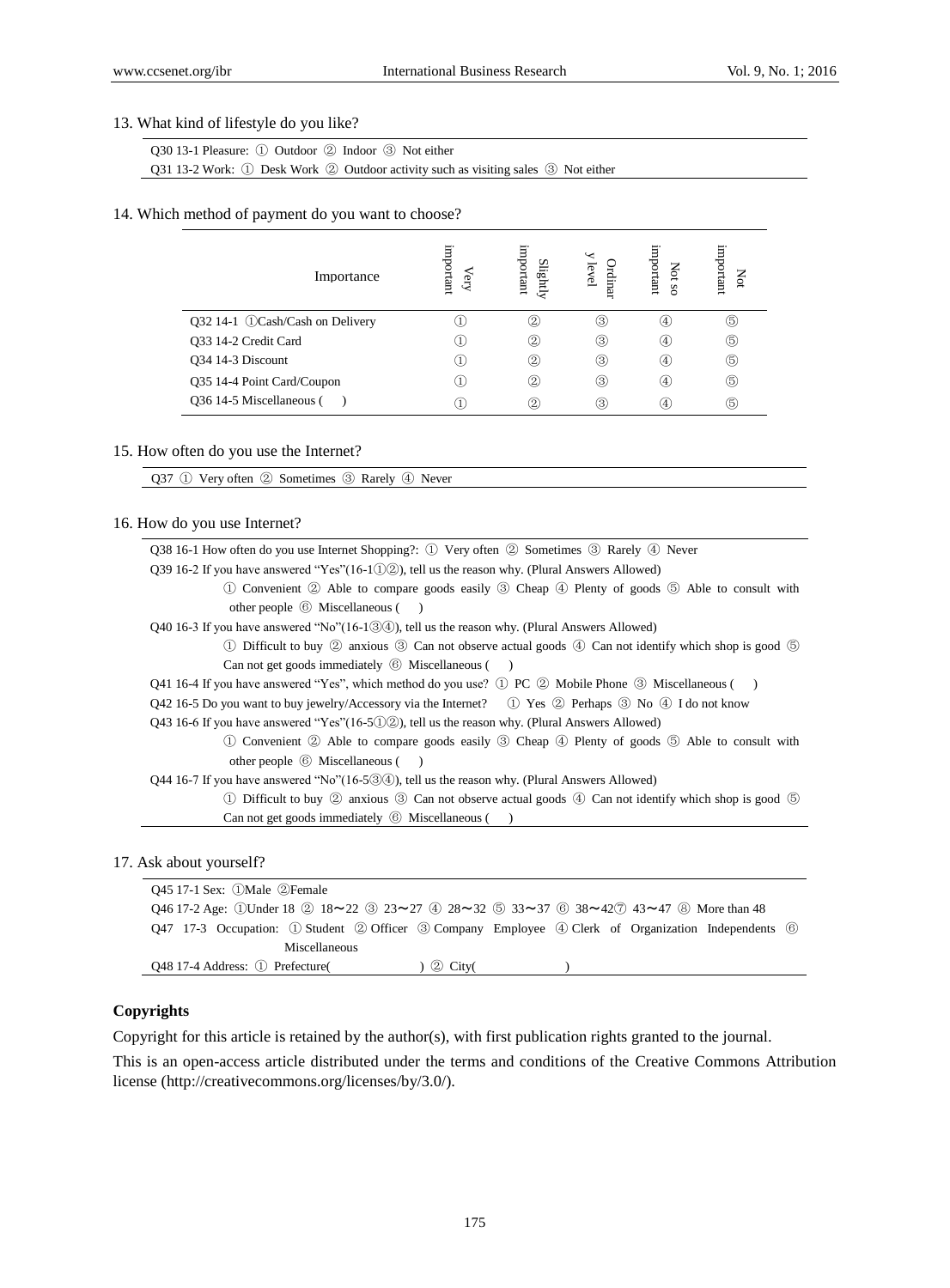13. What kind of lifestyle do you like?

Q30 13-1 Pleasure: ① Outdoor ② Indoor ③ Not either

Q31 13-2 Work: ① Desk Work ② Outdoor activity such as visiting sales ③ Not either

14. Which method of payment do you want to choose?

| Importance | Very important | Slightly important | Ordinary level | Not so important | Not important |
|---|---|---|---|---|---|
| Q32 14-1 ①Cash/Cash on Delivery | ① | ② | ③ | ④ | ⑤ |
| Q33 14-2 Credit Card | ① | ② | ③ | ④ | ⑤ |
| Q34 14-3 Discount | ① | ② | ③ | ④ | ⑤ |
| Q35 14-4 Point Card/Coupon | ① | ② | ③ | ④ | ⑤ |
| Q36 14-5 Miscellaneous ( ) | ① | ② | ③ | ④ | ⑤ |

15. How often do you use the Internet?

Q37 ① Very often ② Sometimes ③ Rarely ④ Never

16. How do you use Internet?

Q38 16-1 How often do you use Internet Shopping?: ① Very often ② Sometimes ③ Rarely ④ Never

Q39 16-2 If you have answered "Yes"(16-1①②), tell us the reason why. (Plural Answers Allowed)
① Convenient ② Able to compare goods easily ③ Cheap ④ Plenty of goods ⑤ Able to consult with other people ⑥ Miscellaneous ( )

Q40 16-3 If you have answered "No"(16-1③④), tell us the reason why. (Plural Answers Allowed)
① Difficult to buy ② anxious ③ Can not observe actual goods ④ Can not identify which shop is good ⑤ Can not get goods immediately ⑥ Miscellaneous ( )

Q41 16-4 If you have answered "Yes", which method do you use? ① PC ② Mobile Phone ③ Miscellaneous ( )

Q42 16-5 Do you want to buy jewelry/Accessory via the Internet? ① Yes ② Perhaps ③ No ④ I do not know

Q43 16-6 If you have answered "Yes"(16-5①②), tell us the reason why. (Plural Answers Allowed)
① Convenient ② Able to compare goods easily ③ Cheap ④ Plenty of goods ⑤ Able to consult with other people ⑥ Miscellaneous ( )

Q44 16-7 If you have answered "No"(16-5③④), tell us the reason why. (Plural Answers Allowed)
① Difficult to buy ② anxious ③ Can not observe actual goods ④ Can not identify which shop is good ⑤ Can not get goods immediately ⑥ Miscellaneous ( )

17. Ask about yourself?

Q45 17-1 Sex: ①Male ②Female

Q46 17-2 Age: ①Under 18 ② 18〜22 ③ 23〜27 ④ 28〜32 ⑤ 33〜37 ⑥ 38〜42⑦ 43〜47 ⑧ More than 48

Q47 17-3 Occupation: ① Student ② Officer ③ Company Employee ④ Clerk of Organization Independents ⑥ Miscellaneous

Q48 17-4 Address: ① Prefecture( ) ② City( )

**Copyrights**

Copyright for this article is retained by the author(s), with first publication rights granted to the journal.

This is an open-access article distributed under the terms and conditions of the Creative Commons Attribution license (http://creativecommons.org/licenses/by/3.0/).